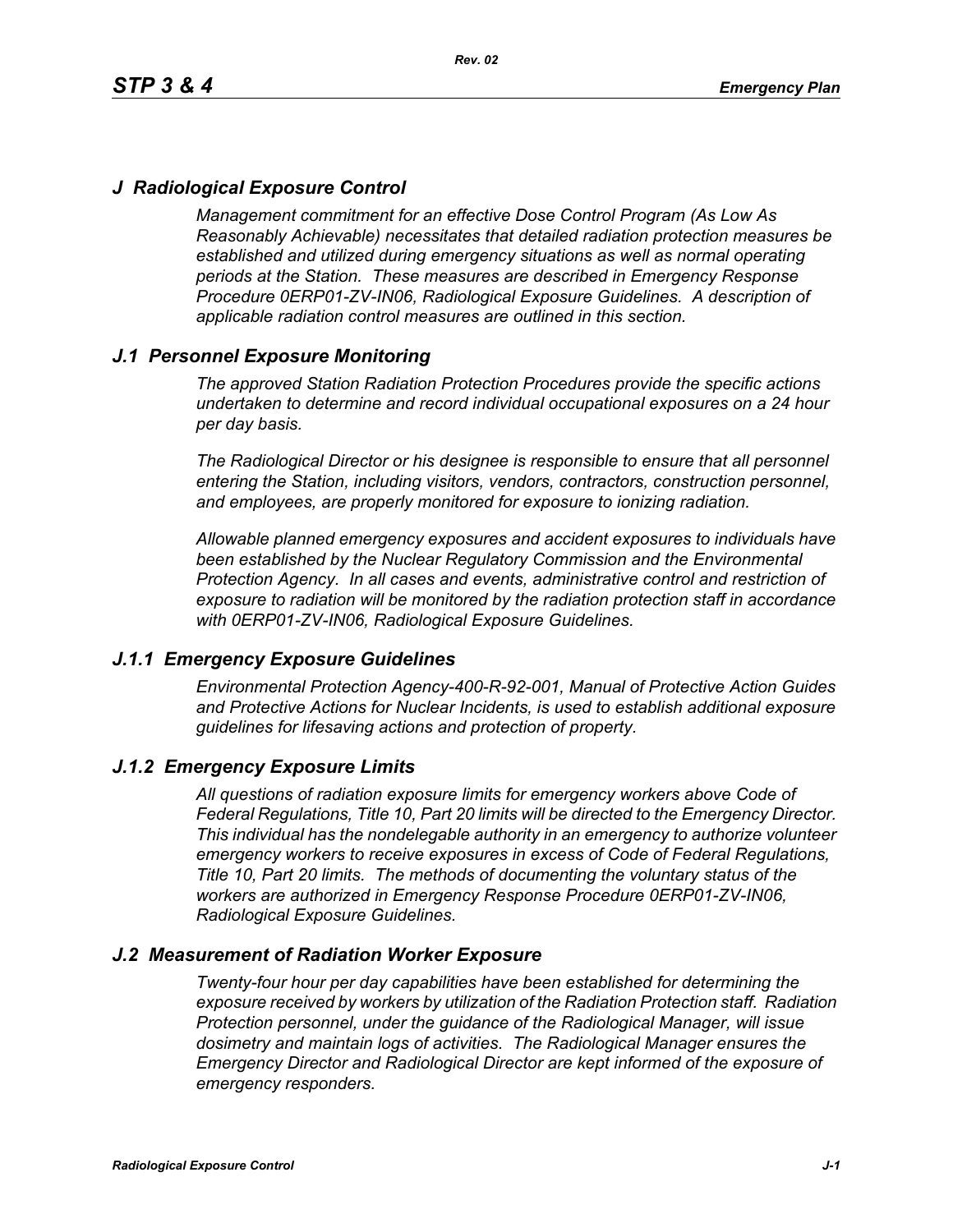# *J Radiological Exposure Control*

*Management commitment for an effective Dose Control Program (As Low As Reasonably Achievable) necessitates that detailed radiation protection measures be established and utilized during emergency situations as well as normal operating periods at the Station. These measures are described in Emergency Response Procedure 0ERP01-ZV-IN06, Radiological Exposure Guidelines. A description of applicable radiation control measures are outlined in this section.*

## *J.1 Personnel Exposure Monitoring*

*The approved Station Radiation Protection Procedures provide the specific actions undertaken to determine and record individual occupational exposures on a 24 hour per day basis.*

*The Radiological Director or his designee is responsible to ensure that all personnel entering the Station, including visitors, vendors, contractors, construction personnel, and employees, are properly monitored for exposure to ionizing radiation.*

*Allowable planned emergency exposures and accident exposures to individuals have been established by the Nuclear Regulatory Commission and the Environmental Protection Agency. In all cases and events, administrative control and restriction of exposure to radiation will be monitored by the radiation protection staff in accordance with 0ERP01-ZV-IN06, Radiological Exposure Guidelines.*

### *J.1.1 Emergency Exposure Guidelines*

*Environmental Protection Agency-400-R-92-001, Manual of Protective Action Guides and Protective Actions for Nuclear Incidents, is used to establish additional exposure guidelines for lifesaving actions and protection of property.*

### *J.1.2 Emergency Exposure Limits*

*All questions of radiation exposure limits for emergency workers above Code of Federal Regulations, Title 10, Part 20 limits will be directed to the Emergency Director. This individual has the nondelegable authority in an emergency to authorize volunteer emergency workers to receive exposures in excess of Code of Federal Regulations, Title 10, Part 20 limits. The methods of documenting the voluntary status of the workers are authorized in Emergency Response Procedure 0ERP01-ZV-IN06, Radiological Exposure Guidelines.*

## *J.2 Measurement of Radiation Worker Exposure*

*Twenty-four hour per day capabilities have been established for determining the exposure received by workers by utilization of the Radiation Protection staff. Radiation Protection personnel, under the guidance of the Radiological Manager, will issue dosimetry and maintain logs of activities. The Radiological Manager ensures the Emergency Director and Radiological Director are kept informed of the exposure of emergency responders.*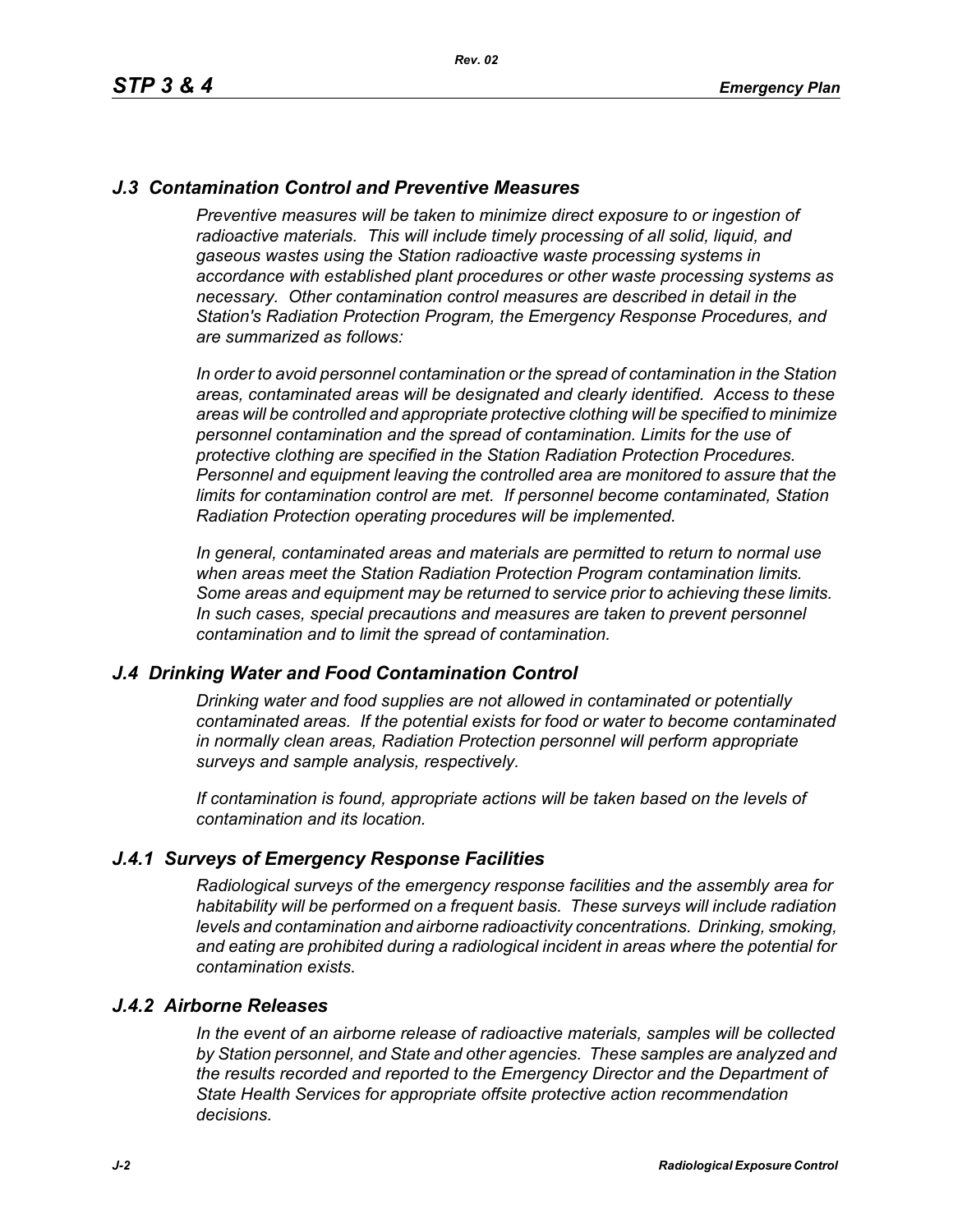## *J.3 Contamination Control and Preventive Measures*

*Preventive measures will be taken to minimize direct exposure to or ingestion of radioactive materials. This will include timely processing of all solid, liquid, and gaseous wastes using the Station radioactive waste processing systems in accordance with established plant procedures or other waste processing systems as necessary. Other contamination control measures are described in detail in the Station's Radiation Protection Program, the Emergency Response Procedures, and are summarized as follows:*

*In order to avoid personnel contamination or the spread of contamination in the Station areas, contaminated areas will be designated and clearly identified. Access to these areas will be controlled and appropriate protective clothing will be specified to minimize personnel contamination and the spread of contamination. Limits for the use of protective clothing are specified in the Station Radiation Protection Procedures. Personnel and equipment leaving the controlled area are monitored to assure that the limits for contamination control are met. If personnel become contaminated, Station Radiation Protection operating procedures will be implemented.*

*In general, contaminated areas and materials are permitted to return to normal use when areas meet the Station Radiation Protection Program contamination limits. Some areas and equipment may be returned to service prior to achieving these limits. In such cases, special precautions and measures are taken to prevent personnel contamination and to limit the spread of contamination.*

## *J.4 Drinking Water and Food Contamination Control*

*Drinking water and food supplies are not allowed in contaminated or potentially contaminated areas. If the potential exists for food or water to become contaminated in normally clean areas, Radiation Protection personnel will perform appropriate surveys and sample analysis, respectively.*

*If contamination is found, appropriate actions will be taken based on the levels of contamination and its location.*

### *J.4.1 Surveys of Emergency Response Facilities*

*Radiological surveys of the emergency response facilities and the assembly area for habitability will be performed on a frequent basis. These surveys will include radiation levels and contamination and airborne radioactivity concentrations. Drinking, smoking, and eating are prohibited during a radiological incident in areas where the potential for contamination exists.*

### *J.4.2 Airborne Releases*

*In the event of an airborne release of radioactive materials, samples will be collected by Station personnel, and State and other agencies. These samples are analyzed and the results recorded and reported to the Emergency Director and the Department of State Health Services for appropriate offsite protective action recommendation decisions.*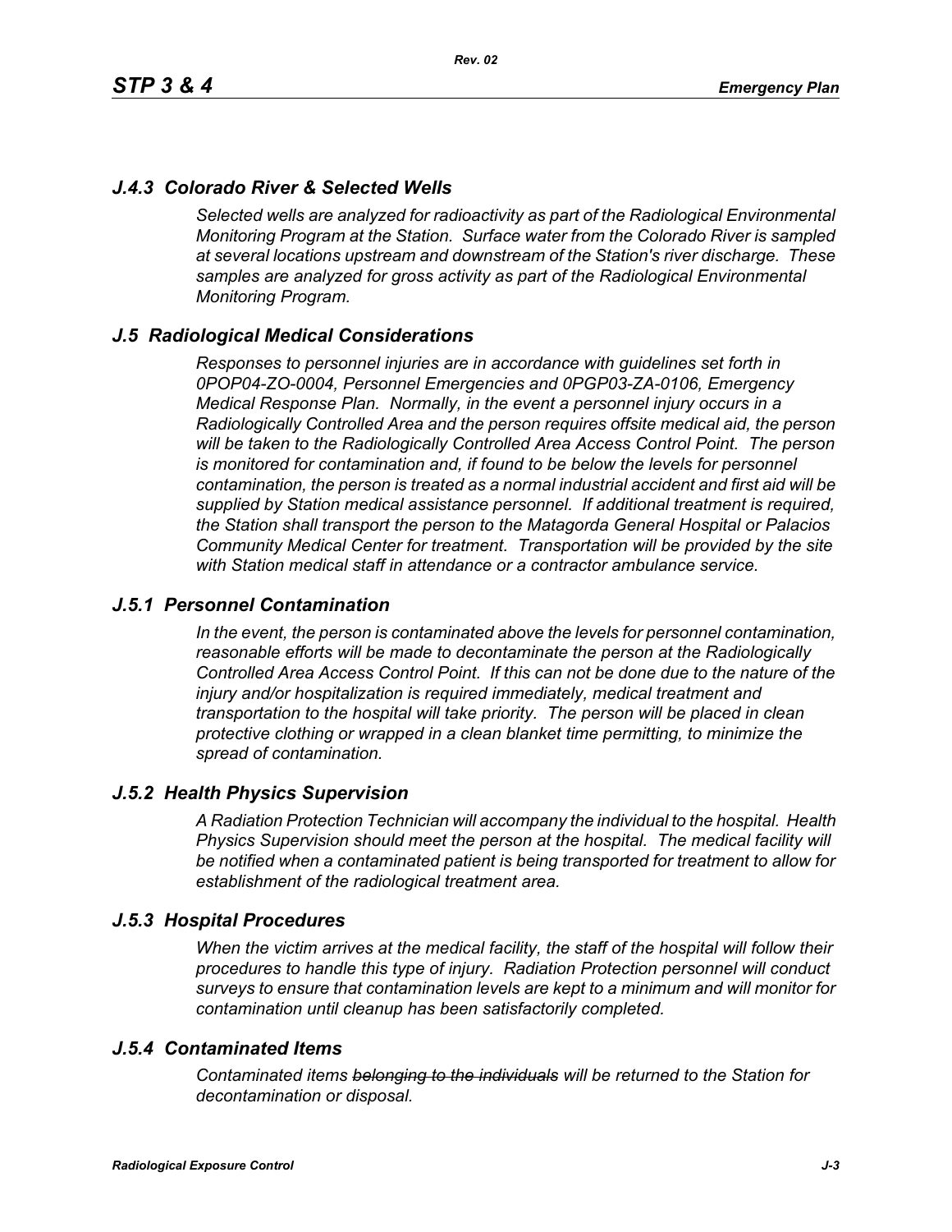### *J.4.3 Colorado River & Selected Wells*

*Selected wells are analyzed for radioactivity as part of the Radiological Environmental Monitoring Program at the Station. Surface water from the Colorado River is sampled at several locations upstream and downstream of the Station's river discharge. These samples are analyzed for gross activity as part of the Radiological Environmental Monitoring Program.*

## *J.5 Radiological Medical Considerations*

*Responses to personnel injuries are in accordance with guidelines set forth in 0POP04-ZO-0004, Personnel Emergencies and 0PGP03-ZA-0106, Emergency Medical Response Plan. Normally, in the event a personnel injury occurs in a Radiologically Controlled Area and the person requires offsite medical aid, the person will be taken to the Radiologically Controlled Area Access Control Point. The person is monitored for contamination and, if found to be below the levels for personnel contamination, the person is treated as a normal industrial accident and first aid will be supplied by Station medical assistance personnel. If additional treatment is required, the Station shall transport the person to the Matagorda General Hospital or Palacios Community Medical Center for treatment. Transportation will be provided by the site with Station medical staff in attendance or a contractor ambulance service.*

### *J.5.1 Personnel Contamination*

*In the event, the person is contaminated above the levels for personnel contamination, reasonable efforts will be made to decontaminate the person at the Radiologically Controlled Area Access Control Point. If this can not be done due to the nature of the injury and/or hospitalization is required immediately, medical treatment and transportation to the hospital will take priority. The person will be placed in clean protective clothing or wrapped in a clean blanket time permitting, to minimize the spread of contamination.*

### *J.5.2 Health Physics Supervision*

*A Radiation Protection Technician will accompany the individual to the hospital. Health Physics Supervision should meet the person at the hospital. The medical facility will be notified when a contaminated patient is being transported for treatment to allow for establishment of the radiological treatment area.*

### *J.5.3 Hospital Procedures*

*When the victim arrives at the medical facility, the staff of the hospital will follow their procedures to handle this type of injury. Radiation Protection personnel will conduct surveys to ensure that contamination levels are kept to a minimum and will monitor for contamination until cleanup has been satisfactorily completed.*

### *J.5.4 Contaminated Items*

*Contaminated items ~~belonging to the individuals~~ will be returned to the Station for decontamination or disposal.*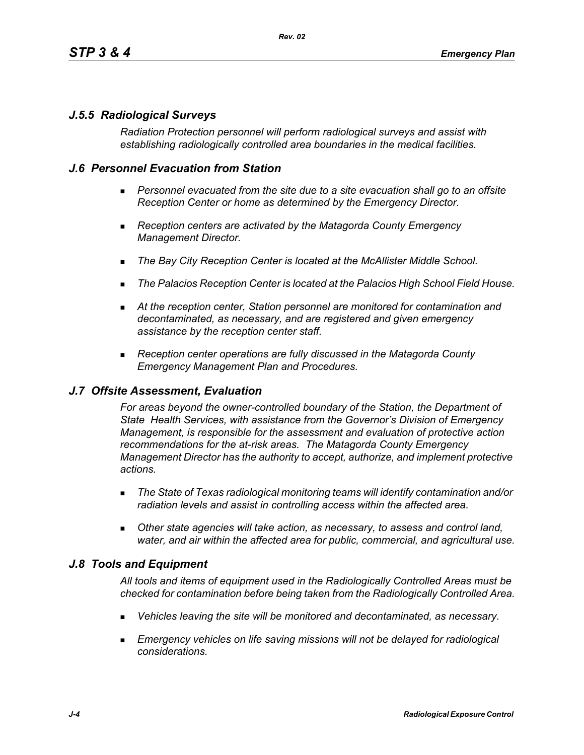### *J.5.5 Radiological Surveys*

*Radiation Protection personnel will perform radiological surveys and assist with establishing radiologically controlled area boundaries in the medical facilities.*

## *J.6 Personnel Evacuation from Station*

- *Personnel evacuated from the site due to a site evacuation shall go to an offsite Reception Center or home as determined by the Emergency Director.*
- *Reception centers are activated by the Matagorda County Emergency Management Director.*
- *The Bay City Reception Center is located at the McAllister Middle School.*
- *The Palacios Reception Center is located at the Palacios High School Field House.*
- *At the reception center, Station personnel are monitored for contamination and decontaminated, as necessary, and are registered and given emergency assistance by the reception center staff.*
- *Reception center operations are fully discussed in the Matagorda County Emergency Management Plan and Procedures.*

## *J.7 Offsite Assessment, Evaluation*

*For areas beyond the owner-controlled boundary of the Station, the Department of State Health Services, with assistance from the Governor's Division of Emergency Management, is responsible for the assessment and evaluation of protective action recommendations for the at-risk areas. The Matagorda County Emergency Management Director has the authority to accept, authorize, and implement protective actions.*

- *The State of Texas radiological monitoring teams will identify contamination and/or radiation levels and assist in controlling access within the affected area.*
- *Other state agencies will take action, as necessary, to assess and control land, water, and air within the affected area for public, commercial, and agricultural use.*

## *J.8 Tools and Equipment*

*All tools and items of equipment used in the Radiologically Controlled Areas must be checked for contamination before being taken from the Radiologically Controlled Area.*

- *Vehicles leaving the site will be monitored and decontaminated, as necessary.*
- *Emergency vehicles on life saving missions will not be delayed for radiological considerations.*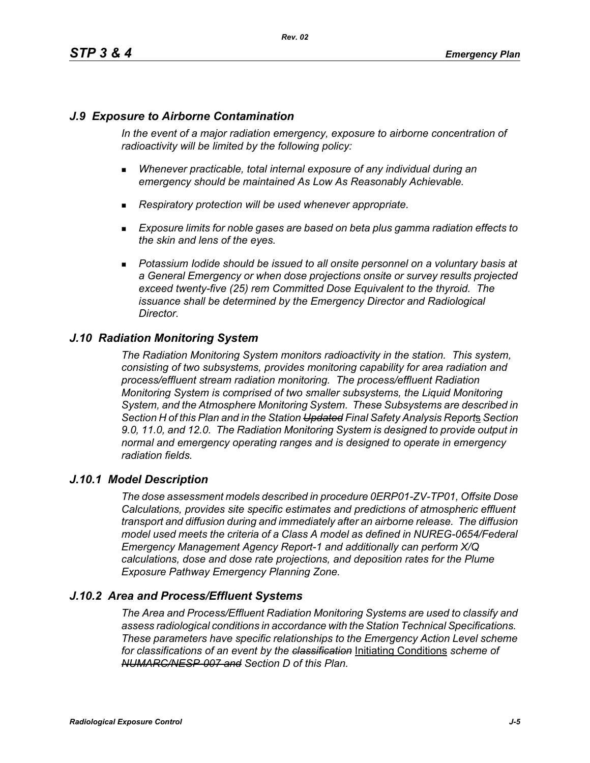## *J.9 Exposure to Airborne Contamination*

*In the event of a major radiation emergency, exposure to airborne concentration of radioactivity will be limited by the following policy:*

- *Whenever practicable, total internal exposure of any individual during an emergency should be maintained As Low As Reasonably Achievable.*
- *Respiratory protection will be used whenever appropriate.*
- *Exposure limits for noble gases are based on beta plus gamma radiation effects to the skin and lens of the eyes.*
- *Potassium Iodide should be issued to all onsite personnel on a voluntary basis at a General Emergency or when dose projections onsite or survey results projected exceed twenty-five (25) rem Committed Dose Equivalent to the thyroid. The issuance shall be determined by the Emergency Director and Radiological Director.*

## *J.10 Radiation Monitoring System*

*The Radiation Monitoring System monitors radioactivity in the station. This system, consisting of two subsystems, provides monitoring capability for area radiation and process/effluent stream radiation monitoring. The process/effluent Radiation Monitoring System is comprised of two smaller subsystems, the Liquid Monitoring System, and the Atmosphere Monitoring System. These Subsystems are described in Section H of this Plan and in the Station ~~Updated~~ Final Safety Analysis Reports Section 9.0, 11.0, and 12.0. The Radiation Monitoring System is designed to provide output in normal and emergency operating ranges and is designed to operate in emergency radiation fields.*

### *J.10.1 Model Description*

*The dose assessment models described in procedure 0ERP01-ZV-TP01, Offsite Dose Calculations, provides site specific estimates and predictions of atmospheric effluent transport and diffusion during and immediately after an airborne release. The diffusion model used meets the criteria of a Class A model as defined in NUREG-0654/Federal Emergency Management Agency Report-1 and additionally can perform X/Q calculations, dose and dose rate projections, and deposition rates for the Plume Exposure Pathway Emergency Planning Zone.*

### *J.10.2 Area and Process/Effluent Systems*

*The Area and Process/Effluent Radiation Monitoring Systems are used to classify and assess radiological conditions in accordance with the Station Technical Specifications. These parameters have specific relationships to the Emergency Action Level scheme for classifications of an event by the ~~classification~~* Initiating Conditions *scheme of ~~NUMARC/NESP-007 and~~ Section D of this Plan.*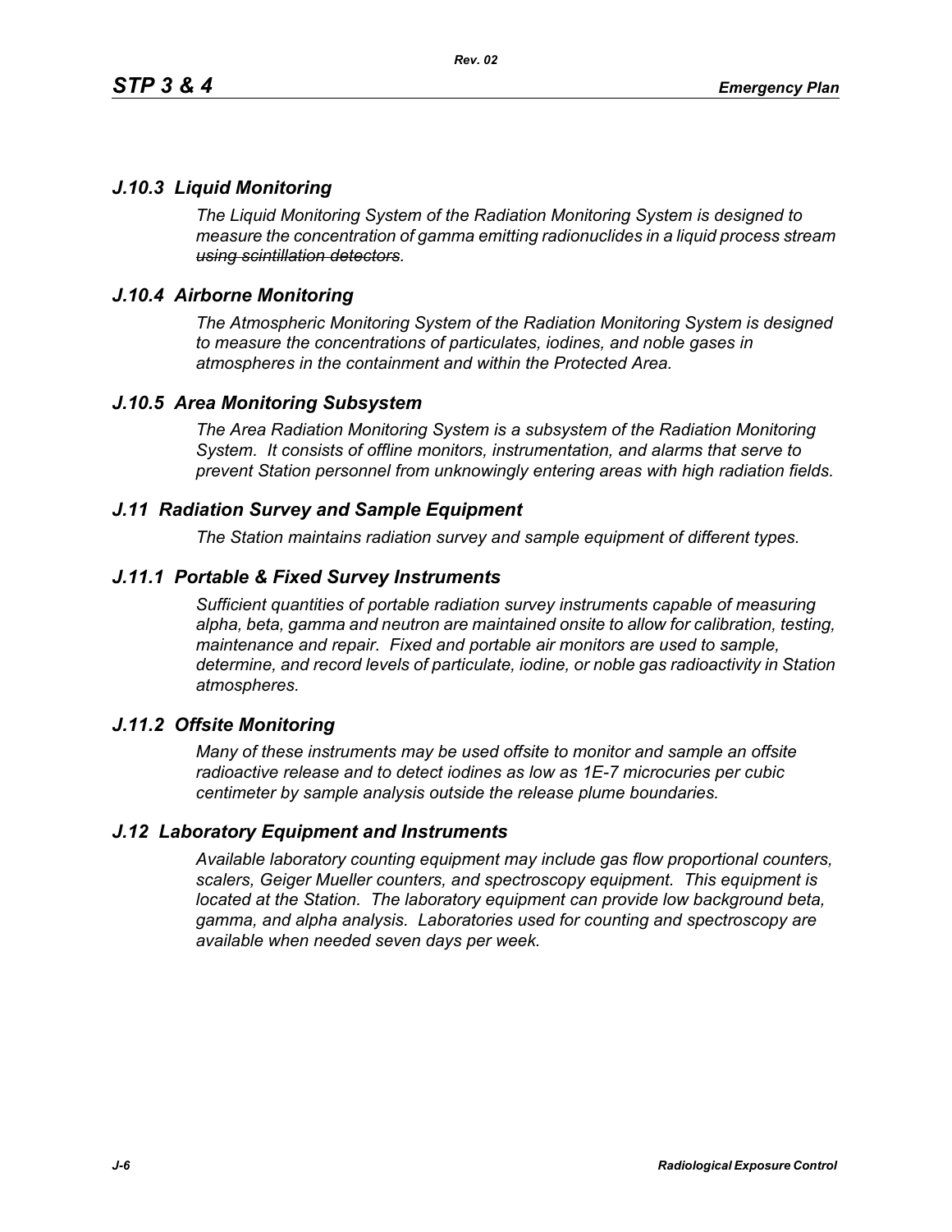### *J.10.3 Liquid Monitoring*

*The Liquid Monitoring System of the Radiation Monitoring System is designed to measure the concentration of gamma emitting radionuclides in a liquid process stream ~~using scintillation detectors~~.*

### *J.10.4 Airborne Monitoring*

*The Atmospheric Monitoring System of the Radiation Monitoring System is designed to measure the concentrations of particulates, iodines, and noble gases in atmospheres in the containment and within the Protected Area.*

### *J.10.5 Area Monitoring Subsystem*

*The Area Radiation Monitoring System is a subsystem of the Radiation Monitoring System. It consists of offline monitors, instrumentation, and alarms that serve to prevent Station personnel from unknowingly entering areas with high radiation fields.*

## *J.11 Radiation Survey and Sample Equipment*

*The Station maintains radiation survey and sample equipment of different types.*

### *J.11.1 Portable & Fixed Survey Instruments*

*Sufficient quantities of portable radiation survey instruments capable of measuring alpha, beta, gamma and neutron are maintained onsite to allow for calibration, testing, maintenance and repair. Fixed and portable air monitors are used to sample, determine, and record levels of particulate, iodine, or noble gas radioactivity in Station atmospheres.*

### *J.11.2 Offsite Monitoring*

*Many of these instruments may be used offsite to monitor and sample an offsite radioactive release and to detect iodines as low as 1E-7 microcuries per cubic centimeter by sample analysis outside the release plume boundaries.*

## *J.12 Laboratory Equipment and Instruments*

*Available laboratory counting equipment may include gas flow proportional counters, scalers, Geiger Mueller counters, and spectroscopy equipment. This equipment is located at the Station. The laboratory equipment can provide low background beta, gamma, and alpha analysis. Laboratories used for counting and spectroscopy are available when needed seven days per week.*